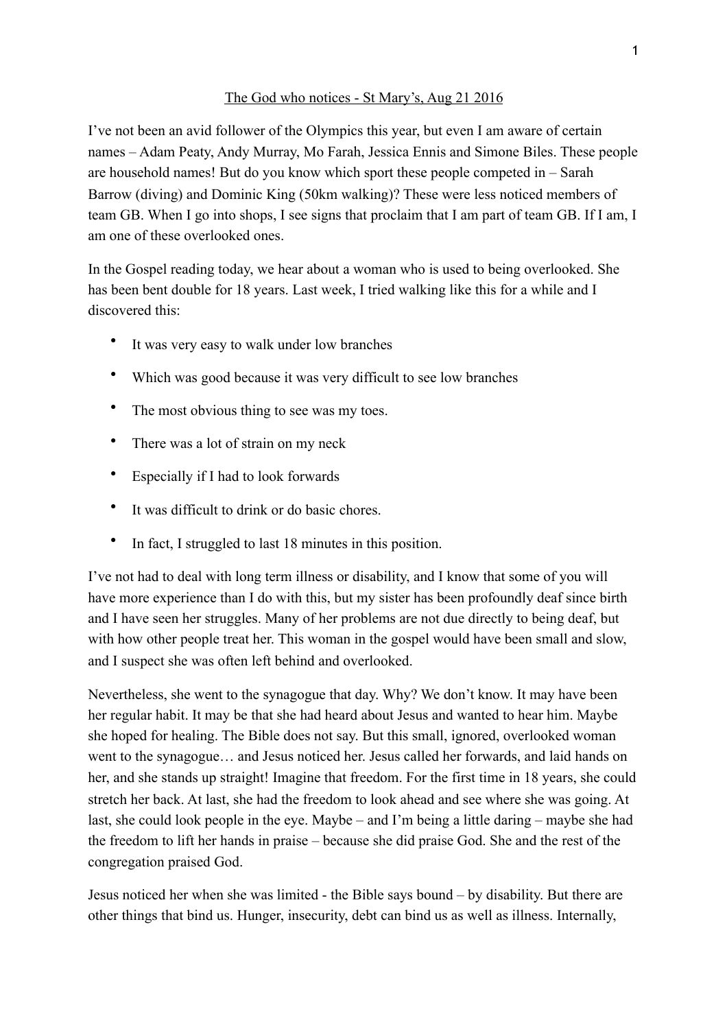The God who notices - St Mary's, Aug 21 2016

I've not been an avid follower of the Olympics this year, but even I am aware of certain names – Adam Peaty, Andy Murray, Mo Farah, Jessica Ennis and Simone Biles. These people are household names! But do you know which sport these people competed in – Sarah Barrow (diving) and Dominic King (50km walking)? These were less noticed members of team GB. When I go into shops, I see signs that proclaim that I am part of team GB. If I am, I am one of these overlooked ones.

In the Gospel reading today, we hear about a woman who is used to being overlooked. She has been bent double for 18 years. Last week, I tried walking like this for a while and I discovered this:

- It was very easy to walk under low branches
- Which was good because it was very difficult to see low branches
- The most obvious thing to see was my toes.
- There was a lot of strain on my neck
- Especially if I had to look forwards
- It was difficult to drink or do basic chores.
- In fact, I struggled to last 18 minutes in this position.

I've not had to deal with long term illness or disability, and I know that some of you will have more experience than I do with this, but my sister has been profoundly deaf since birth and I have seen her struggles. Many of her problems are not due directly to being deaf, but with how other people treat her. This woman in the gospel would have been small and slow, and I suspect she was often left behind and overlooked.

Nevertheless, she went to the synagogue that day. Why? We don't know. It may have been her regular habit. It may be that she had heard about Jesus and wanted to hear him. Maybe she hoped for healing. The Bible does not say. But this small, ignored, overlooked woman went to the synagogue… and Jesus noticed her. Jesus called her forwards, and laid hands on her, and she stands up straight! Imagine that freedom. For the first time in 18 years, she could stretch her back. At last, she had the freedom to look ahead and see where she was going. At last, she could look people in the eye. Maybe – and I'm being a little daring – maybe she had the freedom to lift her hands in praise – because she did praise God. She and the rest of the congregation praised God.

Jesus noticed her when she was limited - the Bible says bound – by disability. But there are other things that bind us. Hunger, insecurity, debt can bind us as well as illness. Internally,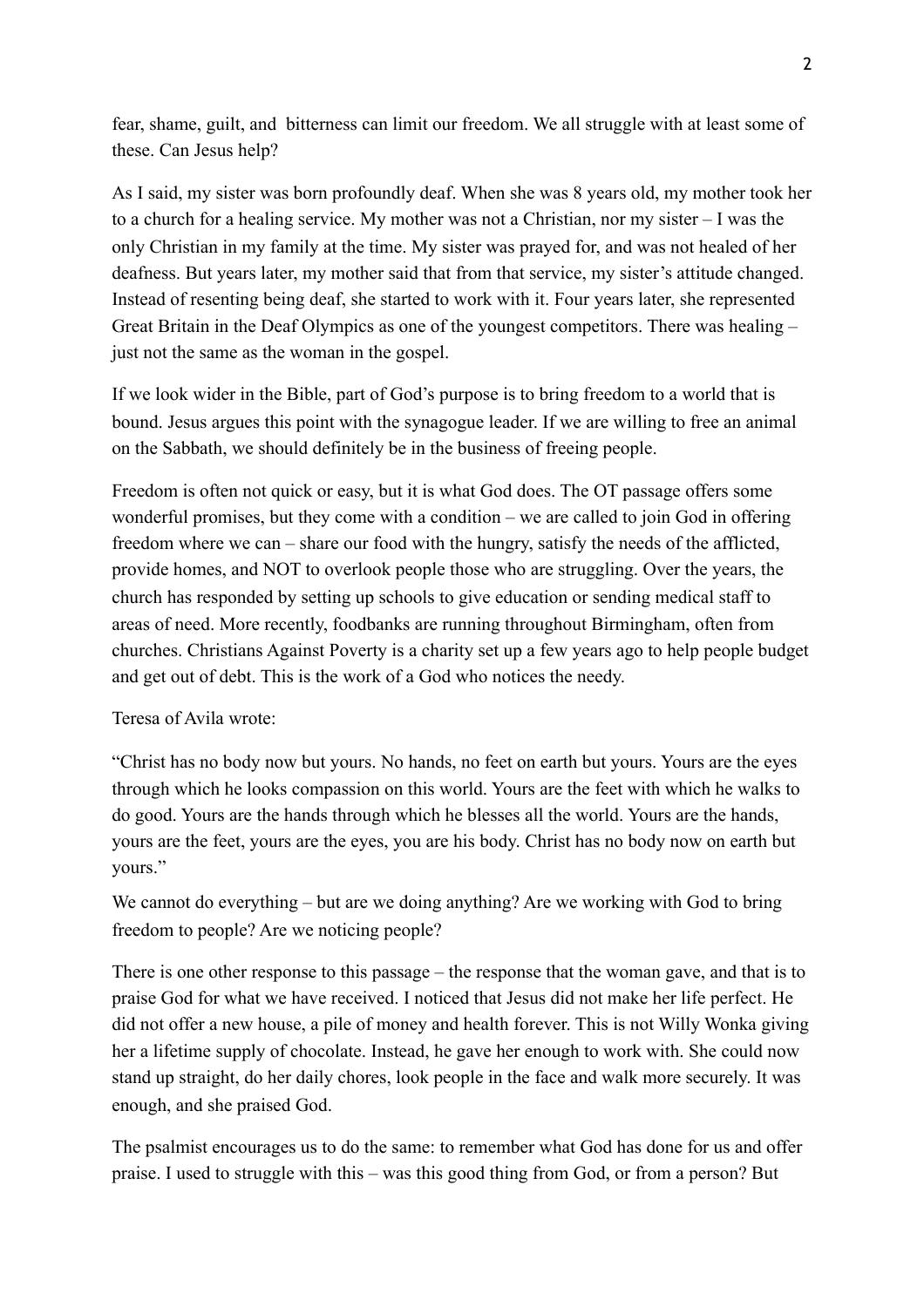fear, shame, guilt, and  bitterness can limit our freedom. We all struggle with at least some of these. Can Jesus help?

As I said, my sister was born profoundly deaf. When she was 8 years old, my mother took her to a church for a healing service. My mother was not a Christian, nor my sister – I was the only Christian in my family at the time. My sister was prayed for, and was not healed of her deafness. But years later, my mother said that from that service, my sister's attitude changed. Instead of resenting being deaf, she started to work with it. Four years later, she represented Great Britain in the Deaf Olympics as one of the youngest competitors. There was healing – just not the same as the woman in the gospel.

If we look wider in the Bible, part of God's purpose is to bring freedom to a world that is bound. Jesus argues this point with the synagogue leader. If we are willing to free an animal on the Sabbath, we should definitely be in the business of freeing people.

Freedom is often not quick or easy, but it is what God does. The OT passage offers some wonderful promises, but they come with a condition – we are called to join God in offering freedom where we can – share our food with the hungry, satisfy the needs of the afflicted, provide homes, and NOT to overlook people those who are struggling. Over the years, the church has responded by setting up schools to give education or sending medical staff to areas of need. More recently, foodbanks are running throughout Birmingham, often from churches. Christians Against Poverty is a charity set up a few years ago to help people budget and get out of debt. This is the work of a God who notices the needy.

Teresa of Avila wrote:

"Christ has no body now but yours. No hands, no feet on earth but yours. Yours are the eyes through which he looks compassion on this world. Yours are the feet with which he walks to do good. Yours are the hands through which he blesses all the world. Yours are the hands, yours are the feet, yours are the eyes, you are his body. Christ has no body now on earth but yours."

We cannot do everything – but are we doing anything? Are we working with God to bring freedom to people? Are we noticing people?

There is one other response to this passage – the response that the woman gave, and that is to praise God for what we have received. I noticed that Jesus did not make her life perfect. He did not offer a new house, a pile of money and health forever. This is not Willy Wonka giving her a lifetime supply of chocolate. Instead, he gave her enough to work with. She could now stand up straight, do her daily chores, look people in the face and walk more securely. It was enough, and she praised God.

The psalmist encourages us to do the same: to remember what God has done for us and offer praise. I used to struggle with this – was this good thing from God, or from a person? But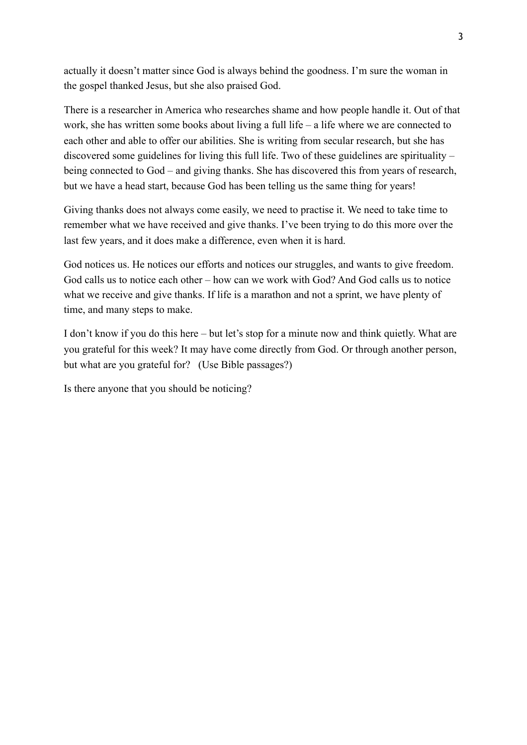actually it doesn't matter since God is always behind the goodness. I'm sure the woman in the gospel thanked Jesus, but she also praised God.

There is a researcher in America who researches shame and how people handle it. Out of that work, she has written some books about living a full life – a life where we are connected to each other and able to offer our abilities. She is writing from secular research, but she has discovered some guidelines for living this full life. Two of these guidelines are spirituality – being connected to God – and giving thanks. She has discovered this from years of research, but we have a head start, because God has been telling us the same thing for years!

Giving thanks does not always come easily, we need to practise it. We need to take time to remember what we have received and give thanks. I've been trying to do this more over the last few years, and it does make a difference, even when it is hard.

God notices us. He notices our efforts and notices our struggles, and wants to give freedom. God calls us to notice each other – how can we work with God? And God calls us to notice what we receive and give thanks. If life is a marathon and not a sprint, we have plenty of time, and many steps to make.

I don't know if you do this here – but let's stop for a minute now and think quietly. What are you grateful for this week? It may have come directly from God. Or through another person, but what are you grateful for?   (Use Bible passages?)

Is there anyone that you should be noticing?